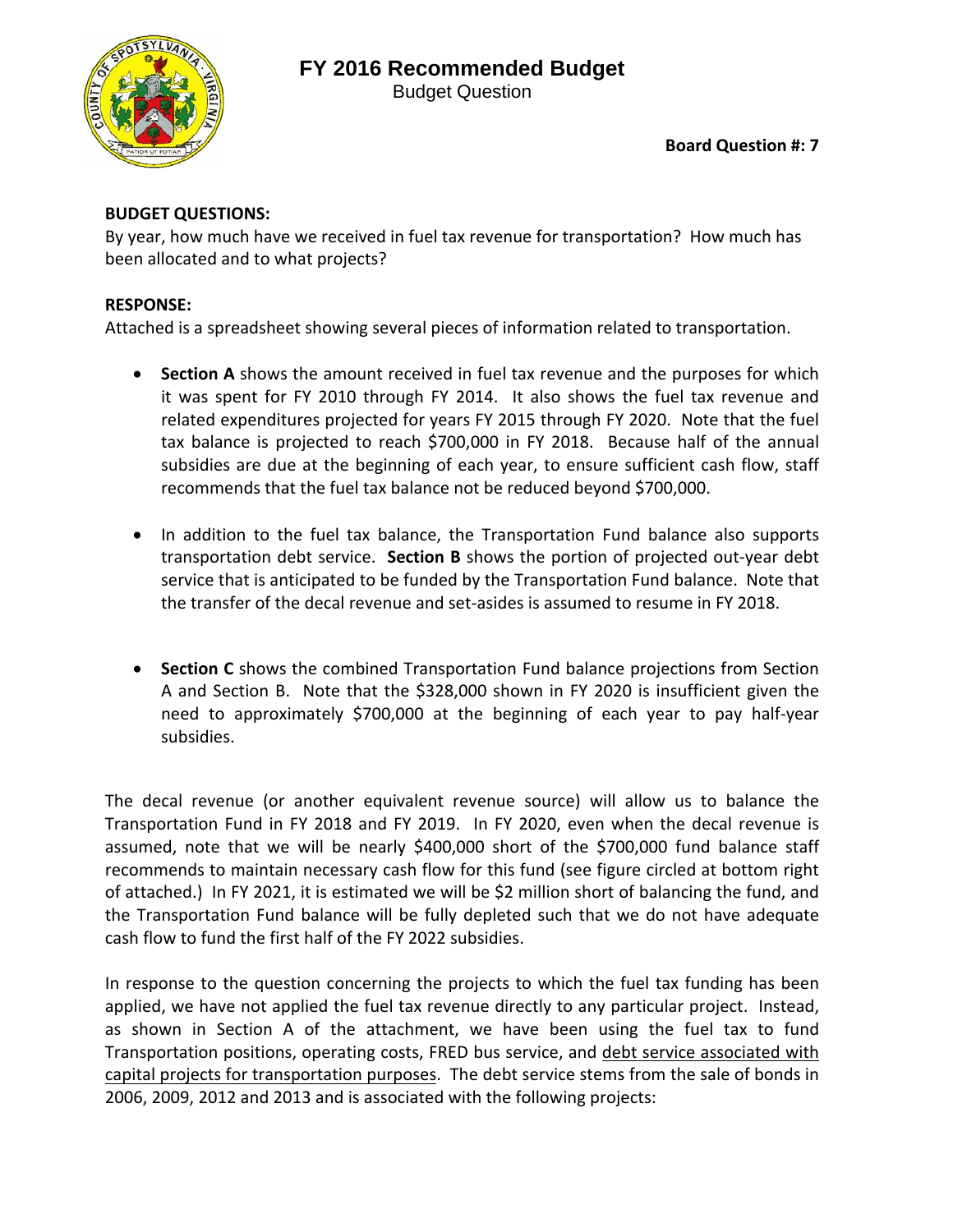# FY 2016 Recommended Budget

Budget Question

**Board Question #: 7**

**BUDGET QUESTIONS:**

By year, how much have we received in fuel tax revenue for transportation? How much has been allocated and to what projects?

**RESPONSE:**

Attached is a spreadsheet showing several pieces of information related to transportation.

- **Section A** shows the amount received in fuel tax revenue and the purposes for which it was spent for FY 2010 through FY 2014. It also shows the fuel tax revenue and related expenditures projected for years FY 2015 through FY 2020. Note that the fuel tax balance is projected to reach $700,000 in FY 2018. Because half of the annual subsidies are due at the beginning of each year, to ensure sufficient cash flow, staff recommends that the fuel tax balance not be reduced beyond $700,000.

- In addition to the fuel tax balance, the Transportation Fund balance also supports transportation debt service. **Section B** shows the portion of projected out-year debt service that is anticipated to be funded by the Transportation Fund balance. Note that the transfer of the decal revenue and set-asides is assumed to resume in FY 2018.

- **Section C** shows the combined Transportation Fund balance projections from Section A and Section B. Note that the $328,000 shown in FY 2020 is insufficient given the need to approximately $700,000 at the beginning of each year to pay half-year subsidies.

The decal revenue (or another equivalent revenue source) will allow us to balance the Transportation Fund in FY 2018 and FY 2019. In FY 2020, even when the decal revenue is assumed, note that we will be nearly $400,000 short of the $700,000 fund balance staff recommends to maintain necessary cash flow for this fund (see figure circled at bottom right of attached.) In FY 2021, it is estimated we will be $2 million short of balancing the fund, and the Transportation Fund balance will be fully depleted such that we do not have adequate cash flow to fund the first half of the FY 2022 subsidies.

In response to the question concerning the projects to which the fuel tax funding has been applied, we have not applied the fuel tax revenue directly to any particular project. Instead, as shown in Section A of the attachment, we have been using the fuel tax to fund Transportation positions, operating costs, FRED bus service, and debt service associated with capital projects for transportation purposes. The debt service stems from the sale of bonds in 2006, 2009, 2012 and 2013 and is associated with the following projects: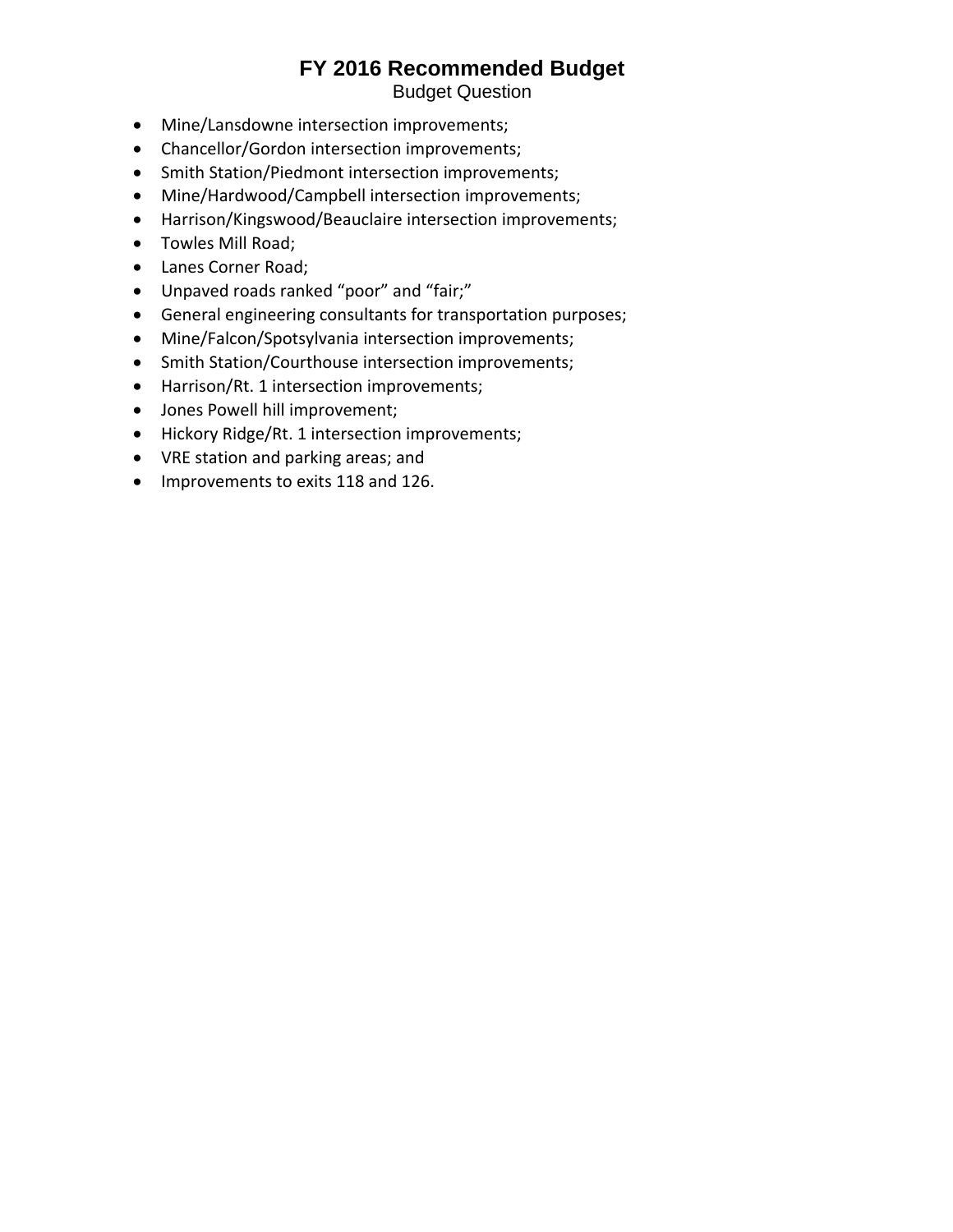- Mine/Lansdowne intersection improvements;
- Chancellor/Gordon intersection improvements;
- Smith Station/Piedmont intersection improvements;
- Mine/Hardwood/Campbell intersection improvements;
- Harrison/Kingswood/Beauclaire intersection improvements;
- Towles Mill Road;
- Lanes Corner Road;
- Unpaved roads ranked “poor” and “fair;”
- General engineering consultants for transportation purposes;
- Mine/Falcon/Spotsylvania intersection improvements;
- Smith Station/Courthouse intersection improvements;
- Harrison/Rt. 1 intersection improvements;
- Jones Powell hill improvement;
- Hickory Ridge/Rt. 1 intersection improvements;
- VRE station and parking areas; and
- Improvements to exits 118 and 126.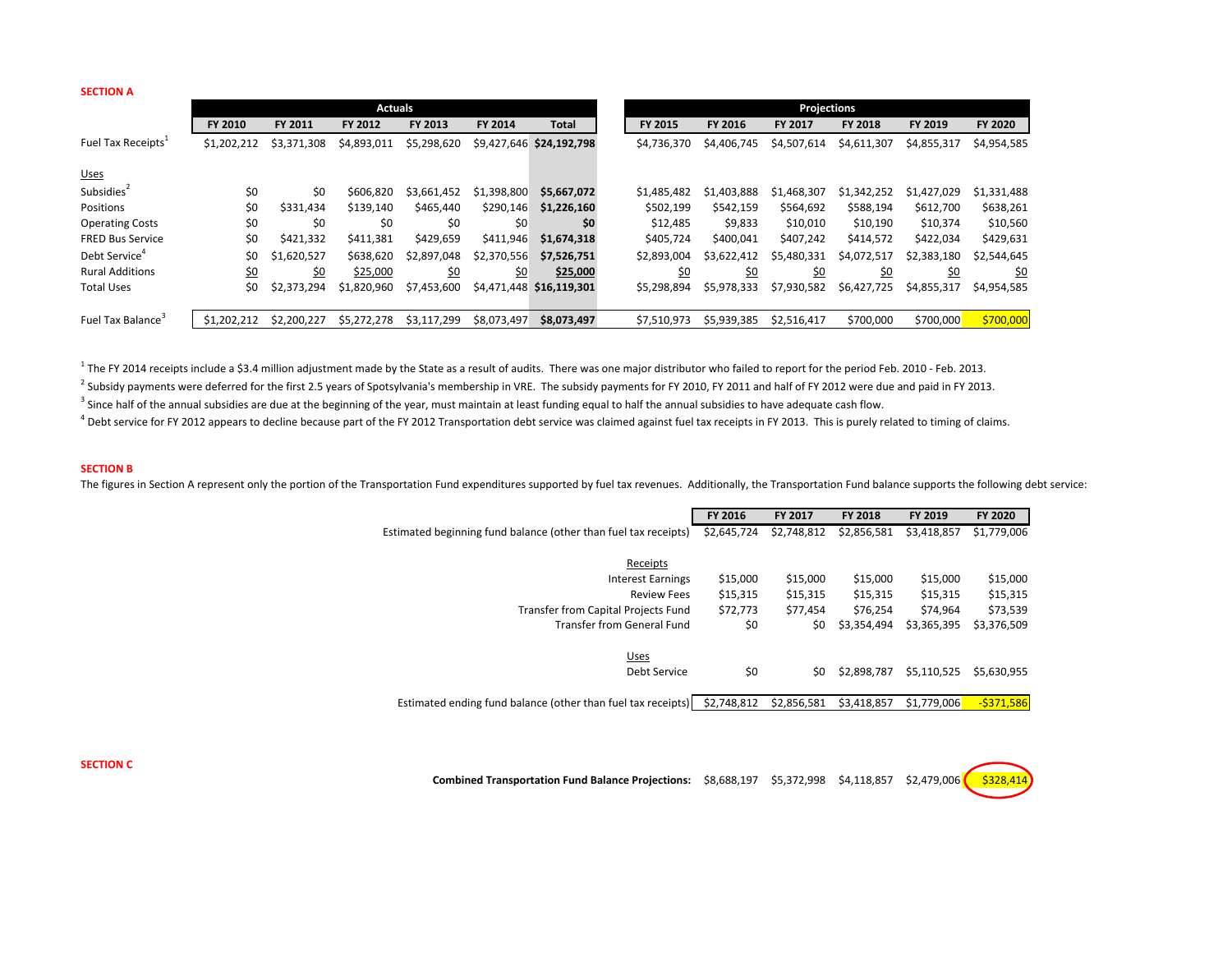**SECTION A**

| | Actuals | | | | | | Projections | | | | | |
|---|---|---|---|---|---|---|---|---|---|---|---|---|
| | FY 2010 | FY 2011 | FY 2012 | FY 2013 | FY 2014 | Total | FY 2015 | FY 2016 | FY 2017 | FY 2018 | FY 2019 | FY 2020 |
| Fuel Tax Receipts[1] | $1,202,212 | $3,371,308 | $4,893,011 | $5,298,620 | $9,427,646 | **$24,192,798** | $4,736,370 | $4,406,745 | $4,507,614 | $4,611,307 | $4,855,317 | $4,954,585 |
| Uses | | | | | | | | | | | | |
| Subsidies[2] | $0 | $0 | $606,820 | $3,661,452 | $1,398,800 | **$5,667,072** | $1,485,482 | $1,403,888 | $1,468,307 | $1,342,252 | $1,427,029 | $1,331,488 |
| Positions | $0 | $331,434 | $139,140 | $465,440 | $290,146 | **$1,226,160** | $502,199 | $542,159 | $564,692 | $588,194 | $612,700 | $638,261 |
| Operating Costs | $0 | $0 | $0 | $0 | $0 | **$0** | $12,485 | $9,833 | $10,010 | $10,190 | $10,374 | $10,560 |
| FRED Bus Service | $0 | $421,332 | $411,381 | $429,659 | $411,946 | **$1,674,318** | $405,724 | $400,041 | $407,242 | $414,572 | $422,034 | $429,631 |
| Debt Service[4] | $0 | $1,620,527 | $638,620 | $2,897,048 | $2,370,556 | **$7,526,751** | $2,893,004 | $3,622,412 | $5,480,331 | $4,072,517 | $2,383,180 | $2,544,645 |
| Rural Additions | $0 | $0 | $25,000 | $0 | $0 | **$25,000** | $0 | $0 | $0 | $0 | $0 | $0 |
| Total Uses | $0 | $2,373,294 | $1,820,960 | $7,453,600 | $4,471,448 | **$16,119,301** | $5,298,894 | $5,978,333 | $7,930,582 | $6,427,725 | $4,855,317 | $4,954,585 |
| Fuel Tax Balance[3] | $1,202,212 | $2,200,227 | $5,272,278 | $3,117,299 | $8,073,497 | **$8,073,497** | $7,510,973 | $5,939,385 | $2,516,417 | $700,000 | $700,000 | $700,000 |

[1] The FY 2014 receipts include a $3.4 million adjustment made by the State as a result of audits. There was one major distributor who failed to report for the period Feb. 2010 - Feb. 2013.

[2] Subsidy payments were deferred for the first 2.5 years of Spotsylvania's membership in VRE. The subsidy payments for FY 2010, FY 2011 and half of FY 2012 were due and paid in FY 2013.

[3] Since half of the annual subsidies are due at the beginning of the year, must maintain at least funding equal to half the annual subsidies to have adequate cash flow.

[4] Debt service for FY 2012 appears to decline because part of the FY 2012 Transportation debt service was claimed against fuel tax receipts in FY 2013. This is purely related to timing of claims.

**SECTION B**

The figures in Section A represent only the portion of the Transportation Fund expenditures supported by fuel tax revenues. Additionally, the Transportation Fund balance supports the following debt service:

| | FY 2016 | FY 2017 | FY 2018 | FY 2019 | FY 2020 |
|---|---|---|---|---|---|
| Estimated beginning fund balance (other than fuel tax receipts) | $2,645,724 | $2,748,812 | $2,856,581 | $3,418,857 | $1,779,006 |
| Receipts | | | | | |
| Interest Earnings | $15,000 | $15,000 | $15,000 | $15,000 | $15,000 |
| Review Fees | $15,315 | $15,315 | $15,315 | $15,315 | $15,315 |
| Transfer from Capital Projects Fund | $72,773 | $77,454 | $76,254 | $74,964 | $73,539 |
| Transfer from General Fund | $0 | $0 | $3,354,494 | $3,365,395 | $3,376,509 |
| Uses | | | | | |
| Debt Service | $0 | $0 | $2,898,787 | $5,110,525 | $5,630,955 |
| Estimated ending fund balance (other than fuel tax receipts) | $2,748,812 | $2,856,581 | $3,418,857 | $1,779,006 | -$371,586 |

**SECTION C**

| | FY 2016 | FY 2017 | FY 2018 | FY 2019 | FY 2020 |
|---|---|---|---|---|---|
| **Combined Transportation Fund Balance Projections:** | $8,688,197 | $5,372,998 | $4,118,857 | $2,479,006 | $328,414 |